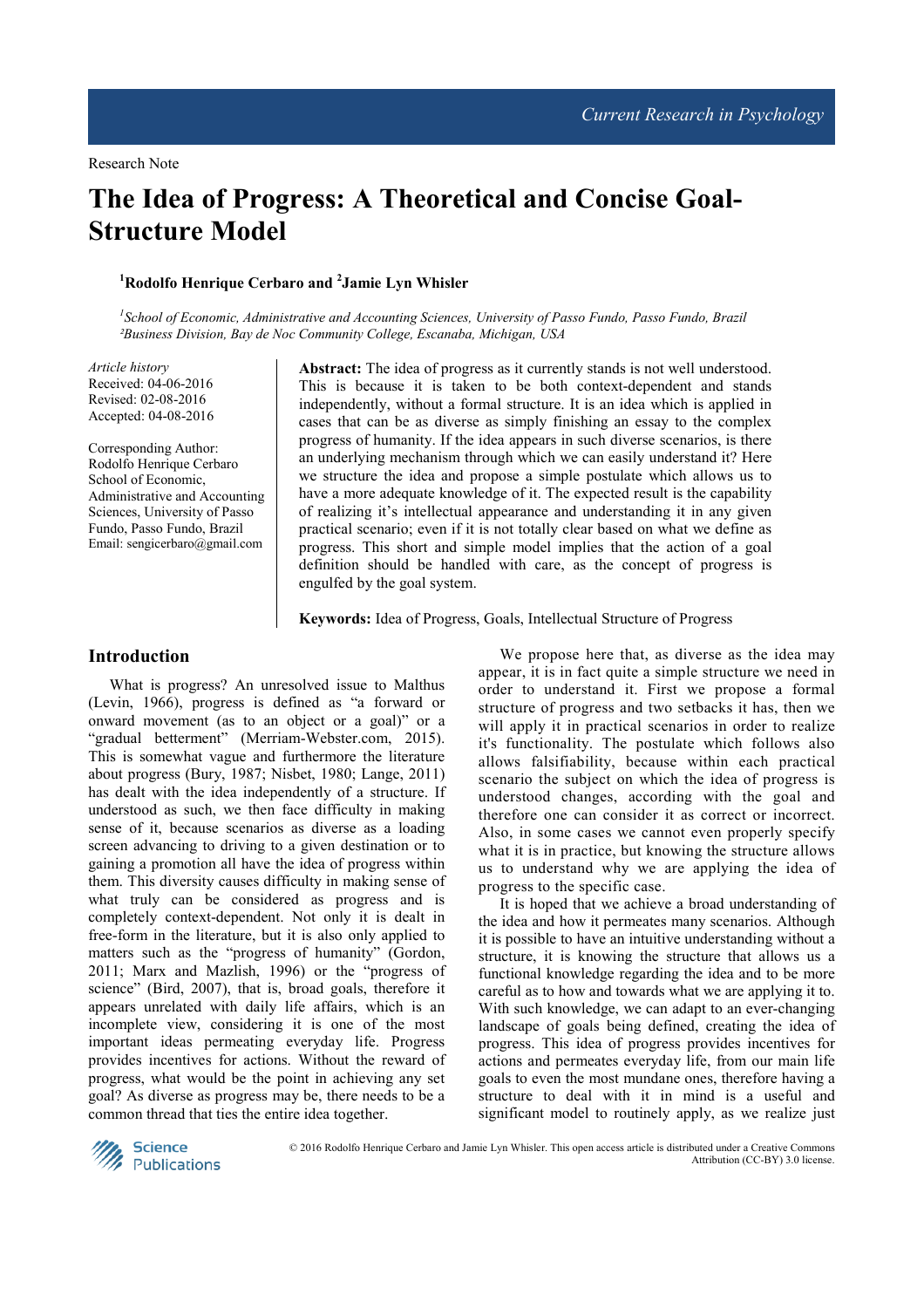Research Note

# The Idea of Progress: A Theoretical and Concise Goal-Structure Model

[1]Rodolfo Henrique Cerbaro and [2]Jamie Lyn Whisler

*[1]School of Economic, Administrative and Accounting Sciences, University of Passo Fundo, Passo Fundo, Brazil*
*[2]Business Division, Bay de Noc Community College, Escanaba, Michigan, USA*

*Article history*
Received: 04-06-2016
Revised: 02-08-2016
Accepted: 04-08-2016

Corresponding Author:
Rodolfo Henrique Cerbaro
School of Economic, Administrative and Accounting Sciences, University of Passo Fundo, Passo Fundo, Brazil
Email: sengicerbaro@gmail.com

**Abstract:** The idea of progress as it currently stands is not well understood. This is because it is taken to be both context-dependent and stands independently, without a formal structure. It is an idea which is applied in cases that can be as diverse as simply finishing an essay to the complex progress of humanity. If the idea appears in such diverse scenarios, is there an underlying mechanism through which we can easily understand it? Here we structure the idea and propose a simple postulate which allows us to have a more adequate knowledge of it. The expected result is the capability of realizing it's intellectual appearance and understanding it in any given practical scenario; even if it is not totally clear based on what we define as progress. This short and simple model implies that the action of a goal definition should be handled with care, as the concept of progress is engulfed by the goal system.

**Keywords:** Idea of Progress, Goals, Intellectual Structure of Progress

## Introduction

What is progress? An unresolved issue to Malthus (Levin, 1966), progress is defined as "a forward or onward movement (as to an object or a goal)" or a "gradual betterment" (Merriam-Webster.com, 2015). This is somewhat vague and furthermore the literature about progress (Bury, 1987; Nisbet, 1980; Lange, 2011) has dealt with the idea independently of a structure. If understood as such, we then face difficulty in making sense of it, because scenarios as diverse as a loading screen advancing to driving to a given destination or to gaining a promotion all have the idea of progress within them. This diversity causes difficulty in making sense of what truly can be considered as progress and is completely context-dependent. Not only it is dealt in free-form in the literature, but it is also only applied to matters such as the "progress of humanity" (Gordon, 2011; Marx and Mazlish, 1996) or the "progress of science" (Bird, 2007), that is, broad goals, therefore it appears unrelated with daily life affairs, which is an incomplete view, considering it is one of the most important ideas permeating everyday life. Progress provides incentives for actions. Without the reward of progress, what would be the point in achieving any set goal? As diverse as progress may be, there needs to be a common thread that ties the entire idea together.

We propose here that, as diverse as the idea may appear, it is in fact quite a simple structure we need in order to understand it. First we propose a formal structure of progress and two setbacks it has, then we will apply it in practical scenarios in order to realize it's functionality. The postulate which follows also allows falsifiability, because within each practical scenario the subject on which the idea of progress is understood changes, according with the goal and therefore one can consider it as correct or incorrect. Also, in some cases we cannot even properly specify what it is in practice, but knowing the structure allows us to understand why we are applying the idea of progress to the specific case.

It is hoped that we achieve a broad understanding of the idea and how it permeates many scenarios. Although it is possible to have an intuitive understanding without a structure, it is knowing the structure that allows us a functional knowledge regarding the idea and to be more careful as to how and towards what we are applying it to. With such knowledge, we can adapt to an ever-changing landscape of goals being defined, creating the idea of progress. This idea of progress provides incentives for actions and permeates everyday life, from our main life goals to even the most mundane ones, therefore having a structure to deal with it in mind is a useful and significant model to routinely apply, as we realize just

© 2016 Rodolfo Henrique Cerbaro and Jamie Lyn Whisler. This open access article is distributed under a Creative Commons Attribution (CC-BY) 3.0 license.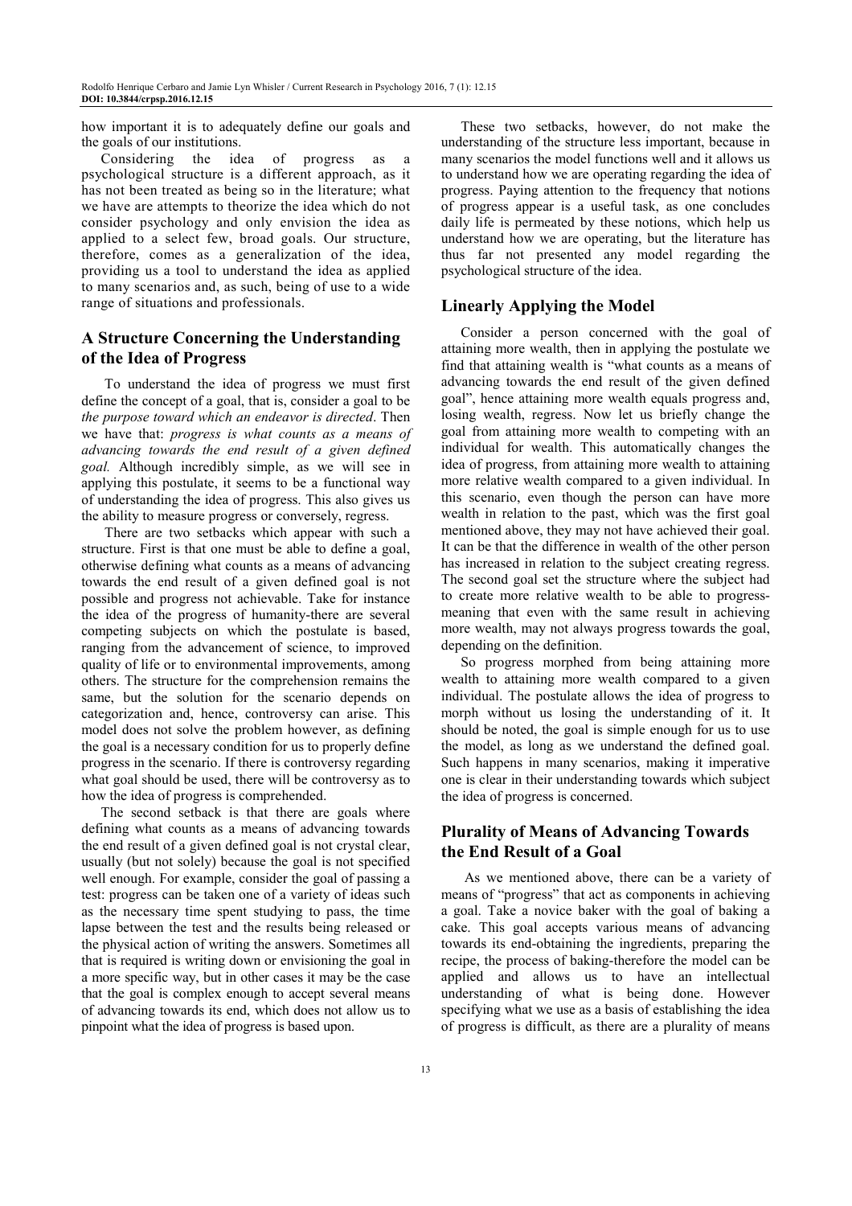how important it is to adequately define our goals and the goals of our institutions.

Considering the idea of progress as a psychological structure is a different approach, as it has not been treated as being so in the literature; what we have are attempts to theorize the idea which do not consider psychology and only envision the idea as applied to a select few, broad goals. Our structure, therefore, comes as a generalization of the idea, providing us a tool to understand the idea as applied to many scenarios and, as such, being of use to a wide range of situations and professionals.

## A Structure Concerning the Understanding of the Idea of Progress

To understand the idea of progress we must first define the concept of a goal, that is, consider a goal to be *the purpose toward which an endeavor is directed*. Then we have that: *progress is what counts as a means of advancing towards the end result of a given defined goal.* Although incredibly simple, as we will see in applying this postulate, it seems to be a functional way of understanding the idea of progress. This also gives us the ability to measure progress or conversely, regress.

There are two setbacks which appear with such a structure. First is that one must be able to define a goal, otherwise defining what counts as a means of advancing towards the end result of a given defined goal is not possible and progress not achievable. Take for instance the idea of the progress of humanity-there are several competing subjects on which the postulate is based, ranging from the advancement of science, to improved quality of life or to environmental improvements, among others. The structure for the comprehension remains the same, but the solution for the scenario depends on categorization and, hence, controversy can arise. This model does not solve the problem however, as defining the goal is a necessary condition for us to properly define progress in the scenario. If there is controversy regarding what goal should be used, there will be controversy as to how the idea of progress is comprehended.

The second setback is that there are goals where defining what counts as a means of advancing towards the end result of a given defined goal is not crystal clear, usually (but not solely) because the goal is not specified well enough. For example, consider the goal of passing a test: progress can be taken one of a variety of ideas such as the necessary time spent studying to pass, the time lapse between the test and the results being released or the physical action of writing the answers. Sometimes all that is required is writing down or envisioning the goal in a more specific way, but in other cases it may be the case that the goal is complex enough to accept several means of advancing towards its end, which does not allow us to pinpoint what the idea of progress is based upon.

These two setbacks, however, do not make the understanding of the structure less important, because in many scenarios the model functions well and it allows us to understand how we are operating regarding the idea of progress. Paying attention to the frequency that notions of progress appear is a useful task, as one concludes daily life is permeated by these notions, which help us understand how we are operating, but the literature has thus far not presented any model regarding the psychological structure of the idea.

## Linearly Applying the Model

Consider a person concerned with the goal of attaining more wealth, then in applying the postulate we find that attaining wealth is "what counts as a means of advancing towards the end result of the given defined goal", hence attaining more wealth equals progress and, losing wealth, regress. Now let us briefly change the goal from attaining more wealth to competing with an individual for wealth. This automatically changes the idea of progress, from attaining more wealth to attaining more relative wealth compared to a given individual. In this scenario, even though the person can have more wealth in relation to the past, which was the first goal mentioned above, they may not have achieved their goal. It can be that the difference in wealth of the other person has increased in relation to the subject creating regress. The second goal set the structure where the subject had to create more relative wealth to be able to progress-meaning that even with the same result in achieving more wealth, may not always progress towards the goal, depending on the definition.

So progress morphed from being attaining more wealth to attaining more wealth compared to a given individual. The postulate allows the idea of progress to morph without us losing the understanding of it. It should be noted, the goal is simple enough for us to use the model, as long as we understand the defined goal. Such happens in many scenarios, making it imperative one is clear in their understanding towards which subject the idea of progress is concerned.

## Plurality of Means of Advancing Towards the End Result of a Goal

As we mentioned above, there can be a variety of means of "progress" that act as components in achieving a goal. Take a novice baker with the goal of baking a cake. This goal accepts various means of advancing towards its end-obtaining the ingredients, preparing the recipe, the process of baking-therefore the model can be applied and allows us to have an intellectual understanding of what is being done. However specifying what we use as a basis of establishing the idea of progress is difficult, as there are a plurality of means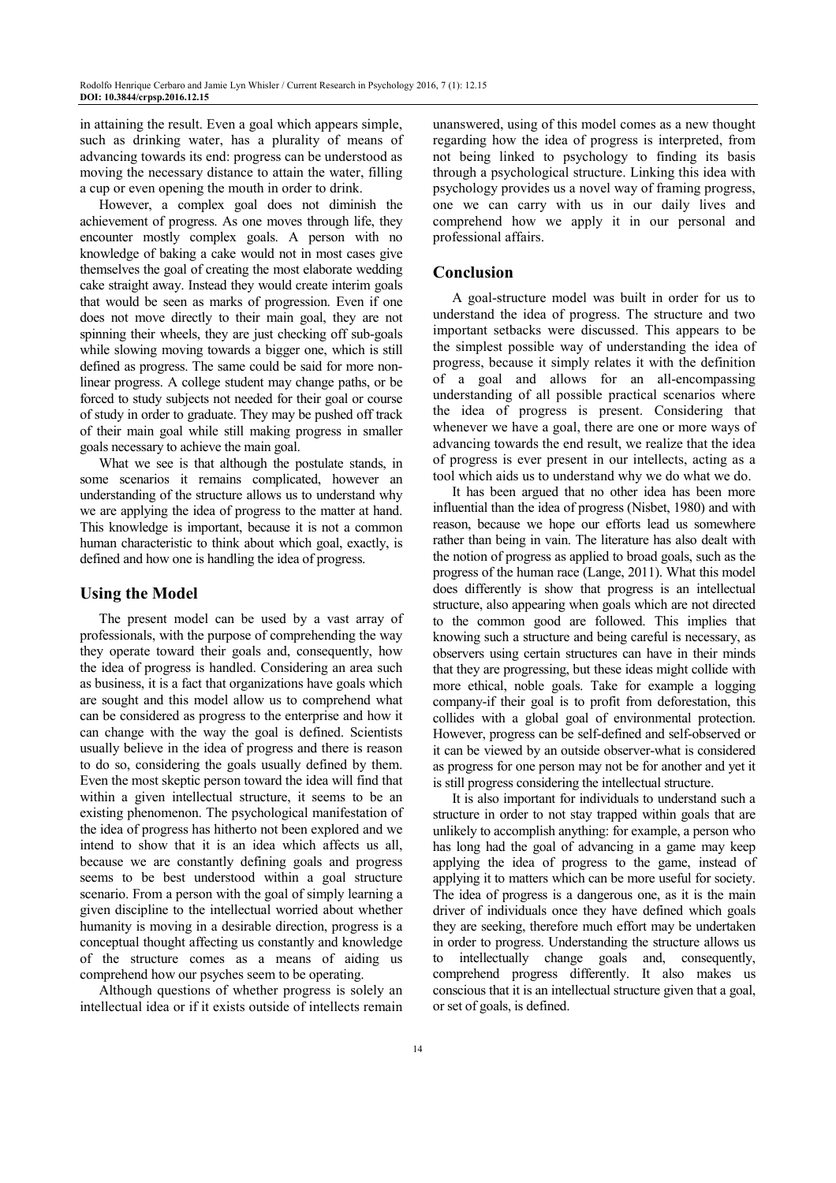in attaining the result. Even a goal which appears simple, such as drinking water, has a plurality of means of advancing towards its end: progress can be understood as moving the necessary distance to attain the water, filling a cup or even opening the mouth in order to drink.

However, a complex goal does not diminish the achievement of progress. As one moves through life, they encounter mostly complex goals. A person with no knowledge of baking a cake would not in most cases give themselves the goal of creating the most elaborate wedding cake straight away. Instead they would create interim goals that would be seen as marks of progression. Even if one does not move directly to their main goal, they are not spinning their wheels, they are just checking off sub-goals while slowing moving towards a bigger one, which is still defined as progress. The same could be said for more non-linear progress. A college student may change paths, or be forced to study subjects not needed for their goal or course of study in order to graduate. They may be pushed off track of their main goal while still making progress in smaller goals necessary to achieve the main goal.

What we see is that although the postulate stands, in some scenarios it remains complicated, however an understanding of the structure allows us to understand why we are applying the idea of progress to the matter at hand. This knowledge is important, because it is not a common human characteristic to think about which goal, exactly, is defined and how one is handling the idea of progress.

## Using the Model

The present model can be used by a vast array of professionals, with the purpose of comprehending the way they operate toward their goals and, consequently, how the idea of progress is handled. Considering an area such as business, it is a fact that organizations have goals which are sought and this model allow us to comprehend what can be considered as progress to the enterprise and how it can change with the way the goal is defined. Scientists usually believe in the idea of progress and there is reason to do so, considering the goals usually defined by them. Even the most skeptic person toward the idea will find that within a given intellectual structure, it seems to be an existing phenomenon. The psychological manifestation of the idea of progress has hitherto not been explored and we intend to show that it is an idea which affects us all, because we are constantly defining goals and progress seems to be best understood within a goal structure scenario. From a person with the goal of simply learning a given discipline to the intellectual worried about whether humanity is moving in a desirable direction, progress is a conceptual thought affecting us constantly and knowledge of the structure comes as a means of aiding us comprehend how our psyches seem to be operating.

Although questions of whether progress is solely an intellectual idea or if it exists outside of intellects remain unanswered, using of this model comes as a new thought regarding how the idea of progress is interpreted, from not being linked to psychology to finding its basis through a psychological structure. Linking this idea with psychology provides us a novel way of framing progress, one we can carry with us in our daily lives and comprehend how we apply it in our personal and professional affairs.

## Conclusion

A goal-structure model was built in order for us to understand the idea of progress. The structure and two important setbacks were discussed. This appears to be the simplest possible way of understanding the idea of progress, because it simply relates it with the definition of a goal and allows for an all-encompassing understanding of all possible practical scenarios where the idea of progress is present. Considering that whenever we have a goal, there are one or more ways of advancing towards the end result, we realize that the idea of progress is ever present in our intellects, acting as a tool which aids us to understand why we do what we do.

It has been argued that no other idea has been more influential than the idea of progress (Nisbet, 1980) and with reason, because we hope our efforts lead us somewhere rather than being in vain. The literature has also dealt with the notion of progress as applied to broad goals, such as the progress of the human race (Lange, 2011). What this model does differently is show that progress is an intellectual structure, also appearing when goals which are not directed to the common good are followed. This implies that knowing such a structure and being careful is necessary, as observers using certain structures can have in their minds that they are progressing, but these ideas might collide with more ethical, noble goals. Take for example a logging company-if their goal is to profit from deforestation, this collides with a global goal of environmental protection. However, progress can be self-defined and self-observed or it can be viewed by an outside observer-what is considered as progress for one person may not be for another and yet it is still progress considering the intellectual structure.

It is also important for individuals to understand such a structure in order to not stay trapped within goals that are unlikely to accomplish anything: for example, a person who has long had the goal of advancing in a game may keep applying the idea of progress to the game, instead of applying it to matters which can be more useful for society. The idea of progress is a dangerous one, as it is the main driver of individuals once they have defined which goals they are seeking, therefore much effort may be undertaken in order to progress. Understanding the structure allows us to intellectually change goals and, consequently, comprehend progress differently. It also makes us conscious that it is an intellectual structure given that a goal, or set of goals, is defined.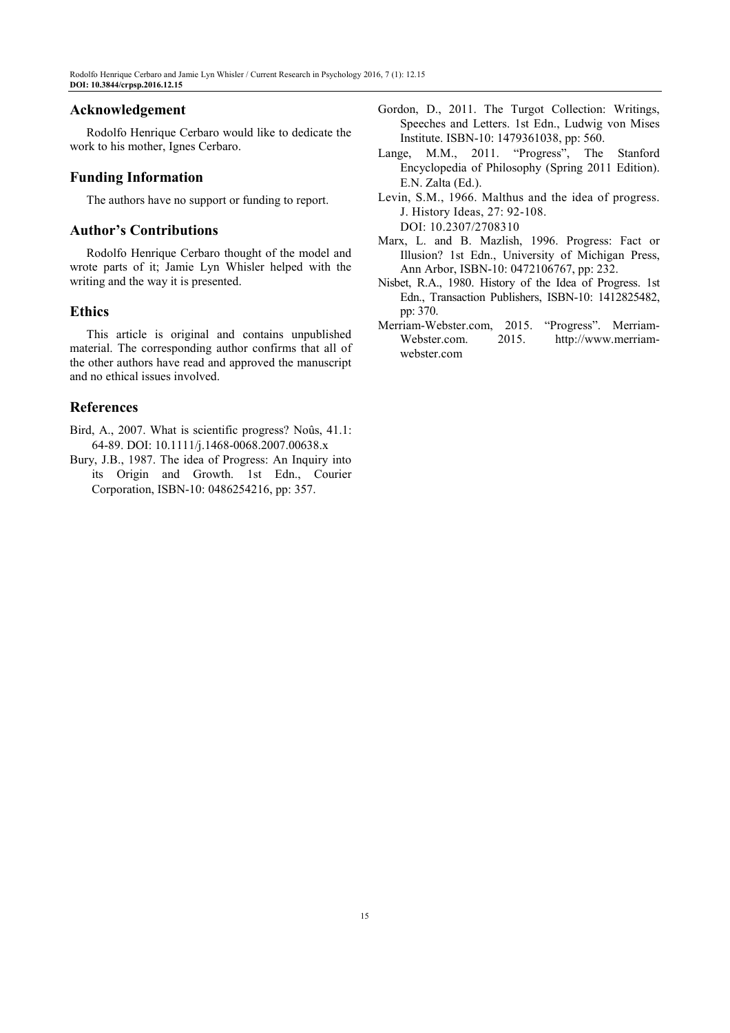## Acknowledgement

Rodolfo Henrique Cerbaro would like to dedicate the work to his mother, Ignes Cerbaro.

## Funding Information

The authors have no support or funding to report.

## Author's Contributions

Rodolfo Henrique Cerbaro thought of the model and wrote parts of it; Jamie Lyn Whisler helped with the writing and the way it is presented.

## Ethics

This article is original and contains unpublished material. The corresponding author confirms that all of the other authors have read and approved the manuscript and no ethical issues involved.

## References

Bird, A., 2007. What is scientific progress? Noûs, 41.1: 64-89. DOI: 10.1111/j.1468-0068.2007.00638.x

Bury, J.B., 1987. The idea of Progress: An Inquiry into its Origin and Growth. 1st Edn., Courier Corporation, ISBN-10: 0486254216, pp: 357.

Gordon, D., 2011. The Turgot Collection: Writings, Speeches and Letters. 1st Edn., Ludwig von Mises Institute. ISBN-10: 1479361038, pp: 560.

Lange, M.M., 2011. "Progress", The Stanford Encyclopedia of Philosophy (Spring 2011 Edition). E.N. Zalta (Ed.).

Levin, S.M., 1966. Malthus and the idea of progress. J. History Ideas, 27: 92-108. DOI: 10.2307/2708310

Marx, L. and B. Mazlish, 1996. Progress: Fact or Illusion? 1st Edn., University of Michigan Press, Ann Arbor, ISBN-10: 0472106767, pp: 232.

Nisbet, R.A., 1980. History of the Idea of Progress. 1st Edn., Transaction Publishers, ISBN-10: 1412825482, pp: 370.

Merriam-Webster.com, 2015. "Progress". Merriam-Webster.com. 2015. http://www.merriam-webster.com